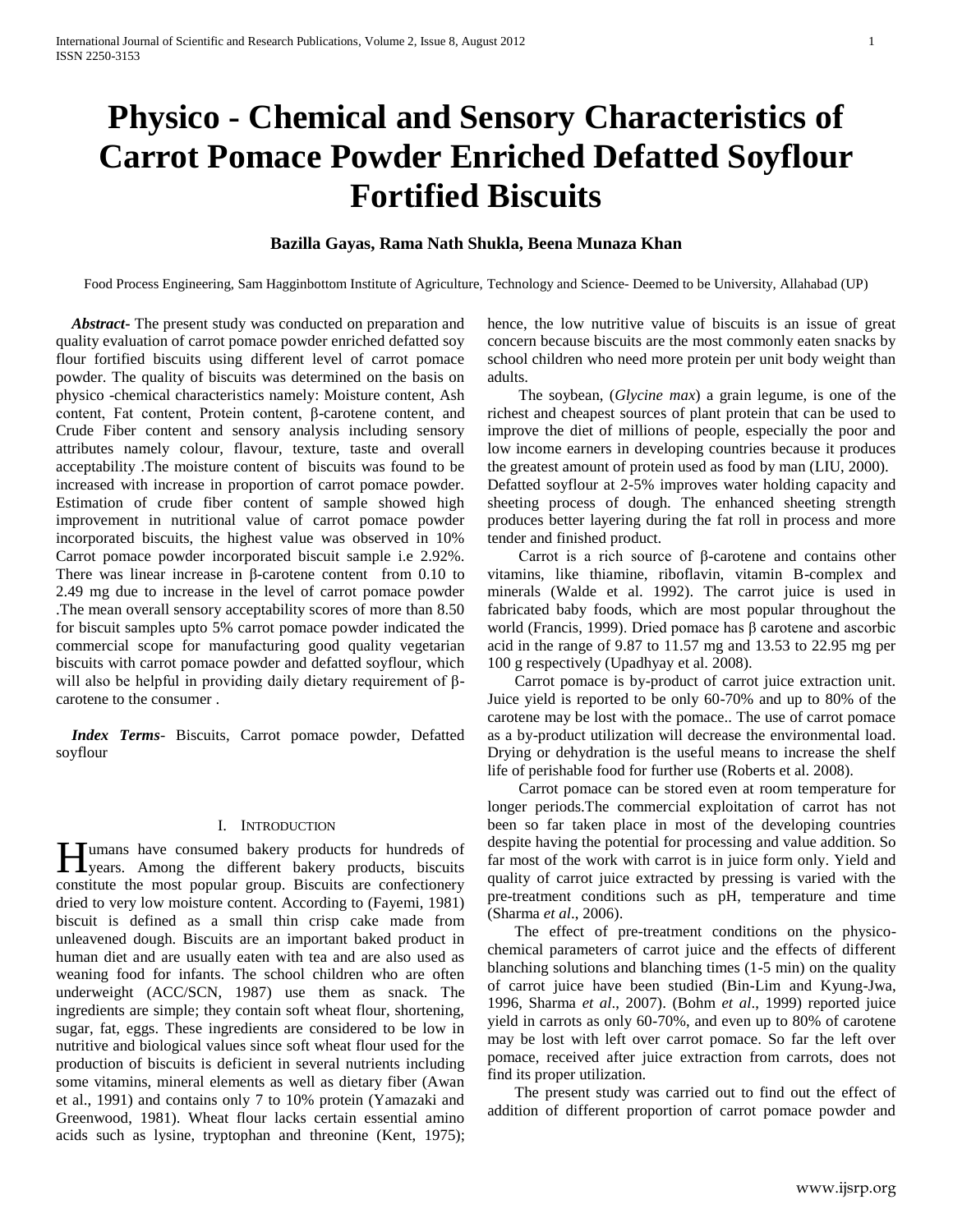# Physico - Chemical and Sensory Characteristics of Carrot Pomace Powder Enriched Defatted Soyflour Fortified Biscuits

**Bazilla Gayas, Rama Nath Shukla, Beena Munaza Khan**

Food Process Engineering, Sam Hagginbottom Institute of Agriculture, Technology and Science- Deemed to be University, Allahabad (UP)

***Abstract-*** The present study was conducted on preparation and quality evaluation of carrot pomace powder enriched defatted soy flour fortified biscuits using different level of carrot pomace powder. The quality of biscuits was determined on the basis on physico -chemical characteristics namely: Moisture content, Ash content, Fat content, Protein content, β-carotene content, and Crude Fiber content and sensory analysis including sensory attributes namely colour, flavour, texture, taste and overall acceptability .The moisture content of biscuits was found to be increased with increase in proportion of carrot pomace powder. Estimation of crude fiber content of sample showed high improvement in nutritional value of carrot pomace powder incorporated biscuits, the highest value was observed in 10% Carrot pomace powder incorporated biscuit sample i.e 2.92%. There was linear increase in β-carotene content from 0.10 to 2.49 mg due to increase in the level of carrot pomace powder .The mean overall sensory acceptability scores of more than 8.50 for biscuit samples upto 5% carrot pomace powder indicated the commercial scope for manufacturing good quality vegetarian biscuits with carrot pomace powder and defatted soyflour, which will also be helpful in providing daily dietary requirement of β-carotene to the consumer .

***Index Terms-*** Biscuits, Carrot pomace powder, Defatted soyflour

## I. Introduction

Humans have consumed bakery products for hundreds of years. Among the different bakery products, biscuits constitute the most popular group. Biscuits are confectionery dried to very low moisture content. According to (Fayemi, 1981) biscuit is defined as a small thin crisp cake made from unleavened dough. Biscuits are an important baked product in human diet and are usually eaten with tea and are also used as weaning food for infants. The school children who are often underweight (ACC/SCN, 1987) use them as snack. The ingredients are simple; they contain soft wheat flour, shortening, sugar, fat, eggs. These ingredients are considered to be low in nutritive and biological values since soft wheat flour used for the production of biscuits is deficient in several nutrients including some vitamins, mineral elements as well as dietary fiber (Awan et al., 1991) and contains only 7 to 10% protein (Yamazaki and Greenwood, 1981). Wheat flour lacks certain essential amino acids such as lysine, tryptophan and threonine (Kent, 1975); hence, the low nutritive value of biscuits is an issue of great concern because biscuits are the most commonly eaten snacks by school children who need more protein per unit body weight than adults.

The soybean, (*Glycine max*) a grain legume, is one of the richest and cheapest sources of plant protein that can be used to improve the diet of millions of people, especially the poor and low income earners in developing countries because it produces the greatest amount of protein used as food by man (LIU, 2000). Defatted soyflour at 2-5% improves water holding capacity and sheeting process of dough. The enhanced sheeting strength produces better layering during the fat roll in process and more tender and finished product.

Carrot is a rich source of β-carotene and contains other vitamins, like thiamine, riboflavin, vitamin B-complex and minerals (Walde et al. 1992). The carrot juice is used in fabricated baby foods, which are most popular throughout the world (Francis, 1999). Dried pomace has β carotene and ascorbic acid in the range of 9.87 to 11.57 mg and 13.53 to 22.95 mg per 100 g respectively (Upadhyay et al. 2008).

Carrot pomace is by-product of carrot juice extraction unit. Juice yield is reported to be only 60-70% and up to 80% of the carotene may be lost with the pomace.. The use of carrot pomace as a by-product utilization will decrease the environmental load. Drying or dehydration is the useful means to increase the shelf life of perishable food for further use (Roberts et al. 2008).

Carrot pomace can be stored even at room temperature for longer periods.The commercial exploitation of carrot has not been so far taken place in most of the developing countries despite having the potential for processing and value addition. So far most of the work with carrot is in juice form only. Yield and quality of carrot juice extracted by pressing is varied with the pre-treatment conditions such as pH, temperature and time (Sharma *et al*., 2006).

The effect of pre-treatment conditions on the physico-chemical parameters of carrot juice and the effects of different blanching solutions and blanching times (1-5 min) on the quality of carrot juice have been studied (Bin-Lim and Kyung-Jwa, 1996, Sharma *et al*., 2007). (Bohm *et al*., 1999) reported juice yield in carrots as only 60-70%, and even up to 80% of carotene may be lost with left over carrot pomace. So far the left over pomace, received after juice extraction from carrots, does not find its proper utilization.

The present study was carried out to find out the effect of addition of different proportion of carrot pomace powder and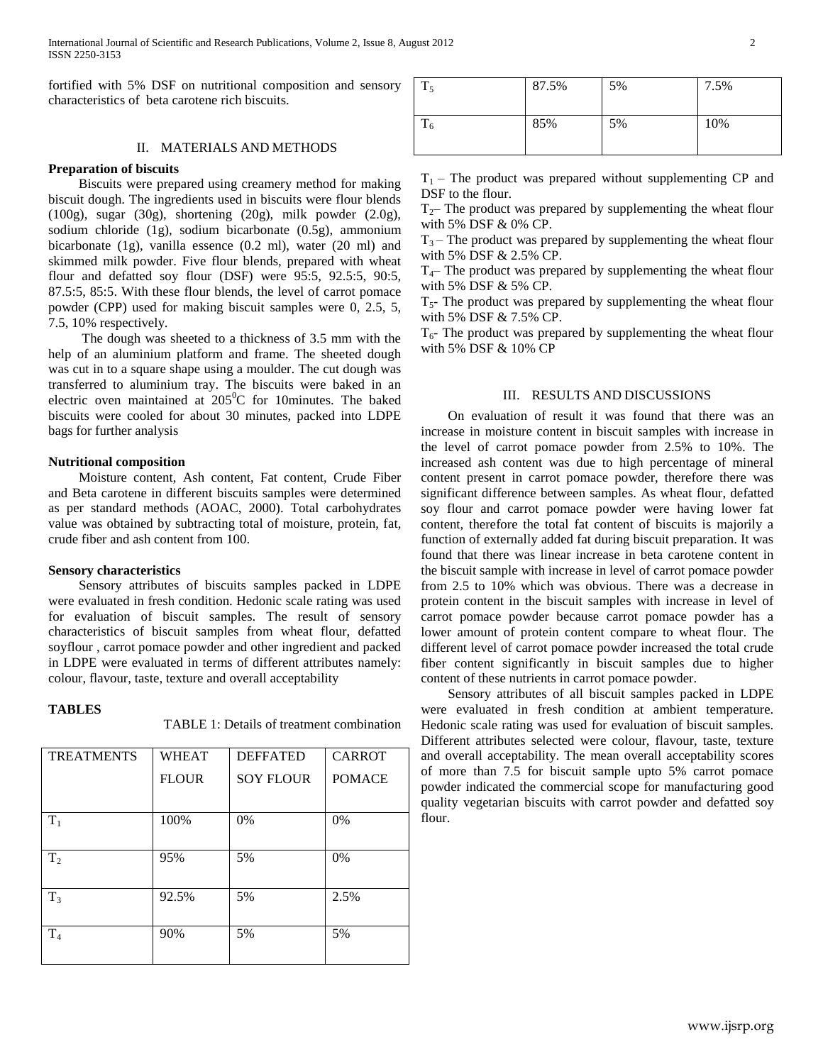fortified with 5% DSF on nutritional composition and sensory characteristics of beta carotene rich biscuits.

## II. MATERIALS AND METHODS

### Preparation of biscuits

Biscuits were prepared using creamery method for making biscuit dough. The ingredients used in biscuits were flour blends (100g), sugar (30g), shortening (20g), milk powder (2.0g), sodium chloride (1g), sodium bicarbonate (0.5g), ammonium bicarbonate (1g), vanilla essence (0.2 ml), water (20 ml) and skimmed milk powder. Five flour blends, prepared with wheat flour and defatted soy flour (DSF) were 95:5, 92.5:5, 90:5, 87.5:5, 85:5. With these flour blends, the level of carrot pomace powder (CPP) used for making biscuit samples were 0, 2.5, 5, 7.5, 10% respectively.

The dough was sheeted to a thickness of 3.5 mm with the help of an aluminium platform and frame. The sheeted dough was cut in to a square shape using a moulder. The cut dough was transferred to aluminium tray. The biscuits were baked in an electric oven maintained at $205^0$C for 10minutes. The baked biscuits were cooled for about 30 minutes, packed into LDPE bags for further analysis

### Nutritional composition

Moisture content, Ash content, Fat content, Crude Fiber and Beta carotene in different biscuits samples were determined as per standard methods (AOAC, 2000). Total carbohydrates value was obtained by subtracting total of moisture, protein, fat, crude fiber and ash content from 100.

### Sensory characteristics

Sensory attributes of biscuits samples packed in LDPE were evaluated in fresh condition. Hedonic scale rating was used for evaluation of biscuit samples. The result of sensory characteristics of biscuit samples from wheat flour, defatted soyflour , carrot pomace powder and other ingredient and packed in LDPE were evaluated in terms of different attributes namely: colour, flavour, taste, texture and overall acceptability

### TABLES

TABLE 1: Details of treatment combination

| TREATMENTS | WHEAT FLOUR | DEFFATED SOY FLOUR | CARROT POMACE |
|---|---|---|---|
| $T_1$ | 100% | 0% | 0% |
| $T_2$ | 95% | 5% | 0% |
| $T_3$ | 92.5% | 5% | 2.5% |
| $T_4$ | 90% | 5% | 5% |
| $T_5$ | 87.5% | 5% | 7.5% |
| $T_6$ | 85% | 5% | 10% |

$T_1$ – The product was prepared without supplementing CP and DSF to the flour.

$T_2$– The product was prepared by supplementing the wheat flour with 5% DSF & 0% CP.

$T_3$ – The product was prepared by supplementing the wheat flour with 5% DSF & 2.5% CP.

$T_4$– The product was prepared by supplementing the wheat flour with 5% DSF & 5% CP.

$T_5$- The product was prepared by supplementing the wheat flour with 5% DSF & 7.5% CP.

$T_6$- The product was prepared by supplementing the wheat flour with 5% DSF & 10% CP

## III. RESULTS AND DISCUSSIONS

On evaluation of result it was found that there was an increase in moisture content in biscuit samples with increase in the level of carrot pomace powder from 2.5% to 10%. The increased ash content was due to high percentage of mineral content present in carrot pomace powder, therefore there was significant difference between samples. As wheat flour, defatted soy flour and carrot pomace powder were having lower fat content, therefore the total fat content of biscuits is majorily a function of externally added fat during biscuit preparation. It was found that there was linear increase in beta carotene content in the biscuit sample with increase in level of carrot pomace powder from 2.5 to 10% which was obvious. There was a decrease in protein content in the biscuit samples with increase in level of carrot pomace powder because carrot pomace powder has a lower amount of protein content compare to wheat flour. The different level of carrot pomace powder increased the total crude fiber content significantly in biscuit samples due to higher content of these nutrients in carrot pomace powder.

Sensory attributes of all biscuit samples packed in LDPE were evaluated in fresh condition at ambient temperature. Hedonic scale rating was used for evaluation of biscuit samples. Different attributes selected were colour, flavour, taste, texture and overall acceptability. The mean overall acceptability scores of more than 7.5 for biscuit sample upto 5% carrot pomace powder indicated the commercial scope for manufacturing good quality vegetarian biscuits with carrot powder and defatted soy flour.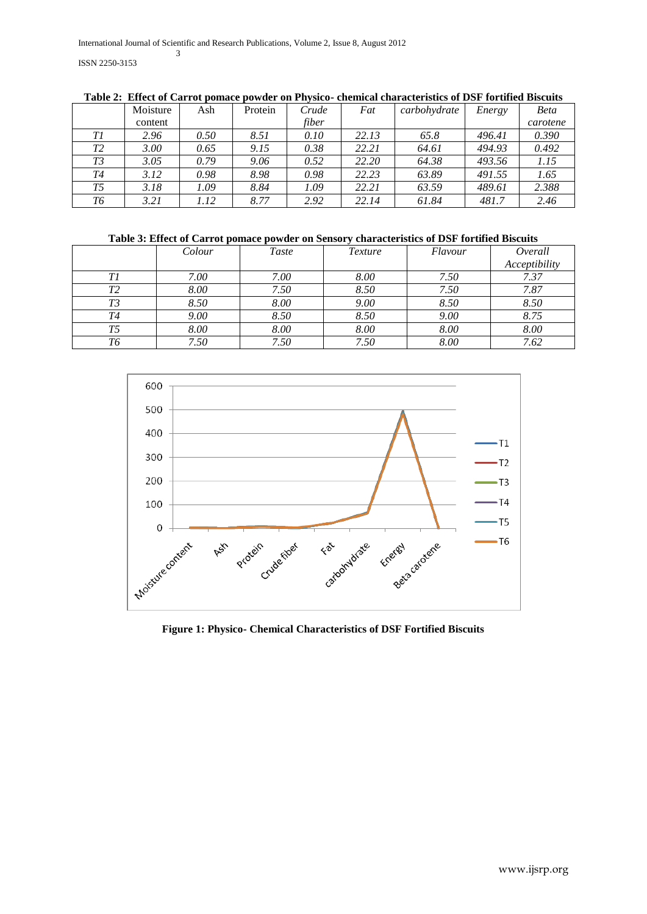**Table 2: Effect of Carrot pomace powder on Physico- chemical characteristics of DSF fortified Biscuits**

| | Moisture content | Ash | Protein | *Crude fiber* | *Fat* | *carbohydrate* | *Energy* | *Beta carotene* |
|---|---|---|---|---|---|---|---|---|
| *T1* | *2.96* | *0.50* | *8.51* | *0.10* | *22.13* | *65.8* | *496.41* | *0.390* |
| *T2* | *3.00* | *0.65* | *9.15* | *0.38* | *22.21* | *64.61* | *494.93* | *0.492* |
| *T3* | *3.05* | *0.79* | *9.06* | *0.52* | *22.20* | *64.38* | *493.56* | *1.15* |
| *T4* | *3.12* | *0.98* | *8.98* | *0.98* | *22.23* | *63.89* | *491.55* | *1.65* |
| *T5* | *3.18* | *1.09* | *8.84* | *1.09* | *22.21* | *63.59* | *489.61* | *2.388* |
| *T6* | *3.21* | *1.12* | *8.77* | *2.92* | *22.14* | *61.84* | *481.7* | *2.46* |

**Table 3: Effect of Carrot pomace powder on Sensory characteristics of DSF fortified Biscuits**

| | *Colour* | *Taste* | *Texture* | *Flavour* | *Overall Acceptibility* |
|---|---|---|---|---|---|
| *T1* | *7.00* | *7.00* | *8.00* | *7.50* | *7.37* |
| *T2* | *8.00* | *7.50* | *8.50* | *7.50* | *7.87* |
| *T3* | *8.50* | *8.00* | *9.00* | *8.50* | *8.50* |
| *T4* | *9.00* | *8.50* | *8.50* | *9.00* | *8.75* |
| *T5* | *8.00* | *8.00* | *8.00* | *8.00* | *8.00* |
| *T6* | *7.50* | *7.50* | *7.50* | *8.00* | *7.62* |

**Figure 1: Physico- Chemical Characteristics of DSF Fortified Biscuits**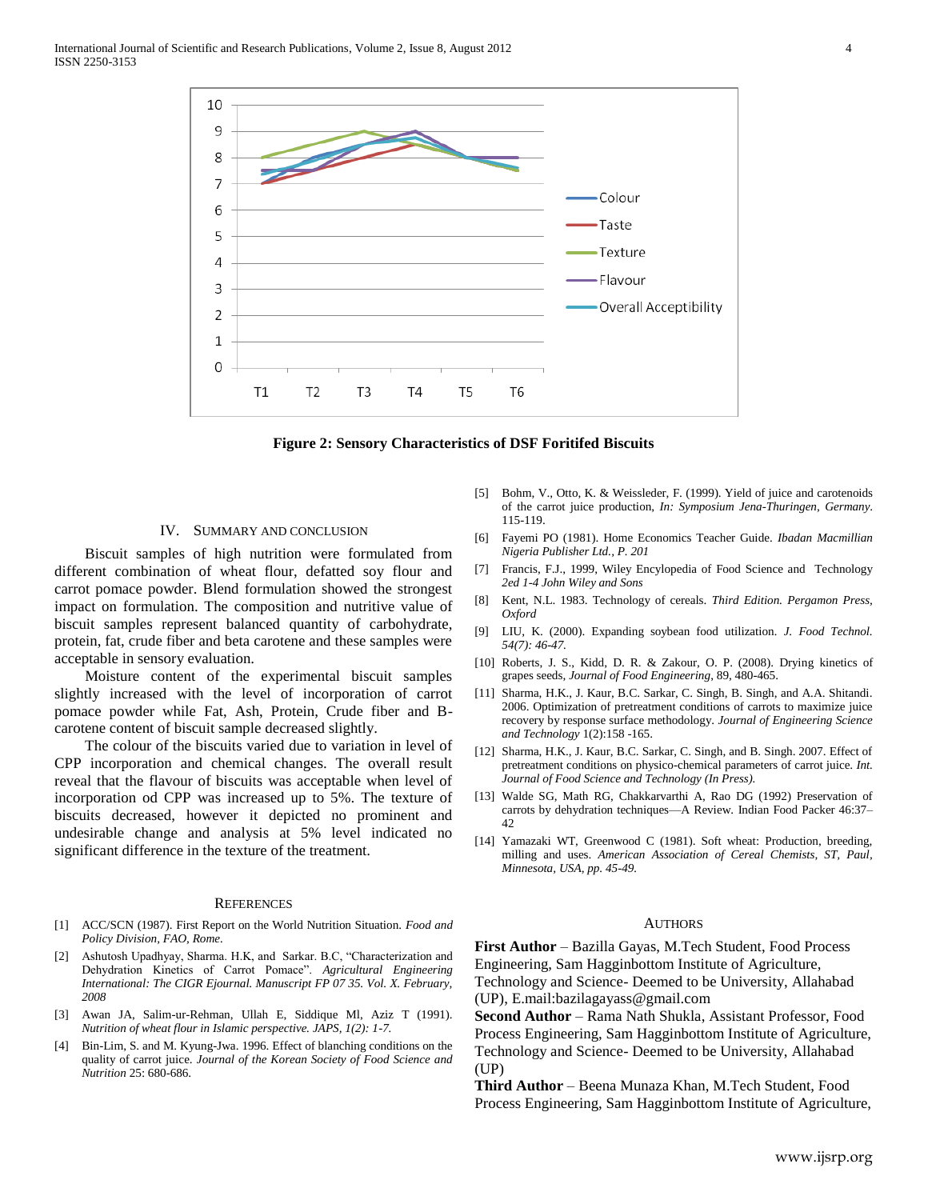Figure 2: Sensory Characteristics of DSF Foritifed Biscuits

## IV. Summary and Conclusion

Biscuit samples of high nutrition were formulated from different combination of wheat flour, defatted soy flour and carrot pomace powder. Blend formulation showed the strongest impact on formulation. The composition and nutritive value of biscuit samples represent balanced quantity of carbohydrate, protein, fat, crude fiber and beta carotene and these samples were acceptable in sensory evaluation.

Moisture content of the experimental biscuit samples slightly increased with the level of incorporation of carrot pomace powder while Fat, Ash, Protein, Crude fiber and B-carotene content of biscuit sample decreased slightly.

The colour of the biscuits varied due to variation in level of CPP incorporation and chemical changes. The overall result reveal that the flavour of biscuits was acceptable when level of incorporation od CPP was increased up to 5%. The texture of biscuits decreased, however it depicted no prominent and undesirable change and analysis at 5% level indicated no significant difference in the texture of the treatment.

## References

[1] ACC/SCN (1987). First Report on the World Nutrition Situation. *Food and Policy Division, FAO, Rome.*

[2] Ashutosh Upadhyay, Sharma. H.K, and Sarkar. B.C, "Characterization and Dehydration Kinetics of Carrot Pomace". *Agricultural Engineering International: The CIGR Ejournal. Manuscript FP 07 35. Vol. X. February, 2008*

[3] Awan JA, Salim-ur-Rehman, Ullah E, Siddique Ml, Aziz T (1991). *Nutrition of wheat flour in Islamic perspective. JAPS, 1(2): 1-7.*

[4] Bin-Lim, S. and M. Kyung-Jwa. 1996. Effect of blanching conditions on the quality of carrot juice. *Journal of the Korean Society of Food Science and Nutrition* 25: 680-686.

[5] Bohm, V., Otto, K. & Weissleder, F. (1999). Yield of juice and carotenoids of the carrot juice production, *In: Symposium Jena-Thuringen, Germany*. 115-119.

[6] Fayemi PO (1981). Home Economics Teacher Guide. *Ibadan Macmillian Nigeria Publisher Ltd., P. 201*

[7] Francis, F.J., 1999, Wiley Encylopedia of Food Science and Technology *2ed 1-4 John Wiley and Sons*

[8] Kent, N.L. 1983. Technology of cereals. *Third Edition. Pergamon Press, Oxford*

[9] LIU, K. (2000). Expanding soybean food utilization. *J. Food Technol. 54(7): 46-47.*

[10] Roberts, J. S., Kidd, D. R. & Zakour, O. P. (2008). Drying kinetics of grapes seeds, *Journal of Food Engineering*, 89, 480-465.

[11] Sharma, H.K., J. Kaur, B.C. Sarkar, C. Singh, B. Singh, and A.A. Shitandi. 2006. Optimization of pretreatment conditions of carrots to maximize juice recovery by response surface methodology. *Journal of Engineering Science and Technology* 1(2):158 -165.

[12] Sharma, H.K., J. Kaur, B.C. Sarkar, C. Singh, and B. Singh. 2007. Effect of pretreatment conditions on physico-chemical parameters of carrot juice. *Int. Journal of Food Science and Technology (In Press).*

[13] Walde SG, Math RG, Chakkarvarthi A, Rao DG (1992) Preservation of carrots by dehydration techniques—A Review. Indian Food Packer 46:37–42

[14] Yamazaki WT, Greenwood C (1981). Soft wheat: Production, breeding, milling and uses. *American Association of Cereal Chemists, ST, Paul, Minnesota, USA, pp. 45-49.*

## Authors

**First Author** – Bazilla Gayas, M.Tech Student, Food Process Engineering, Sam Hagginbottom Institute of Agriculture, Technology and Science- Deemed to be University, Allahabad (UP), E.mail:bazilagayass@gmail.com

**Second Author** – Rama Nath Shukla, Assistant Professor, Food Process Engineering, Sam Hagginbottom Institute of Agriculture, Technology and Science- Deemed to be University, Allahabad (UP)

**Third Author** – Beena Munaza Khan, M.Tech Student, Food Process Engineering, Sam Hagginbottom Institute of Agriculture,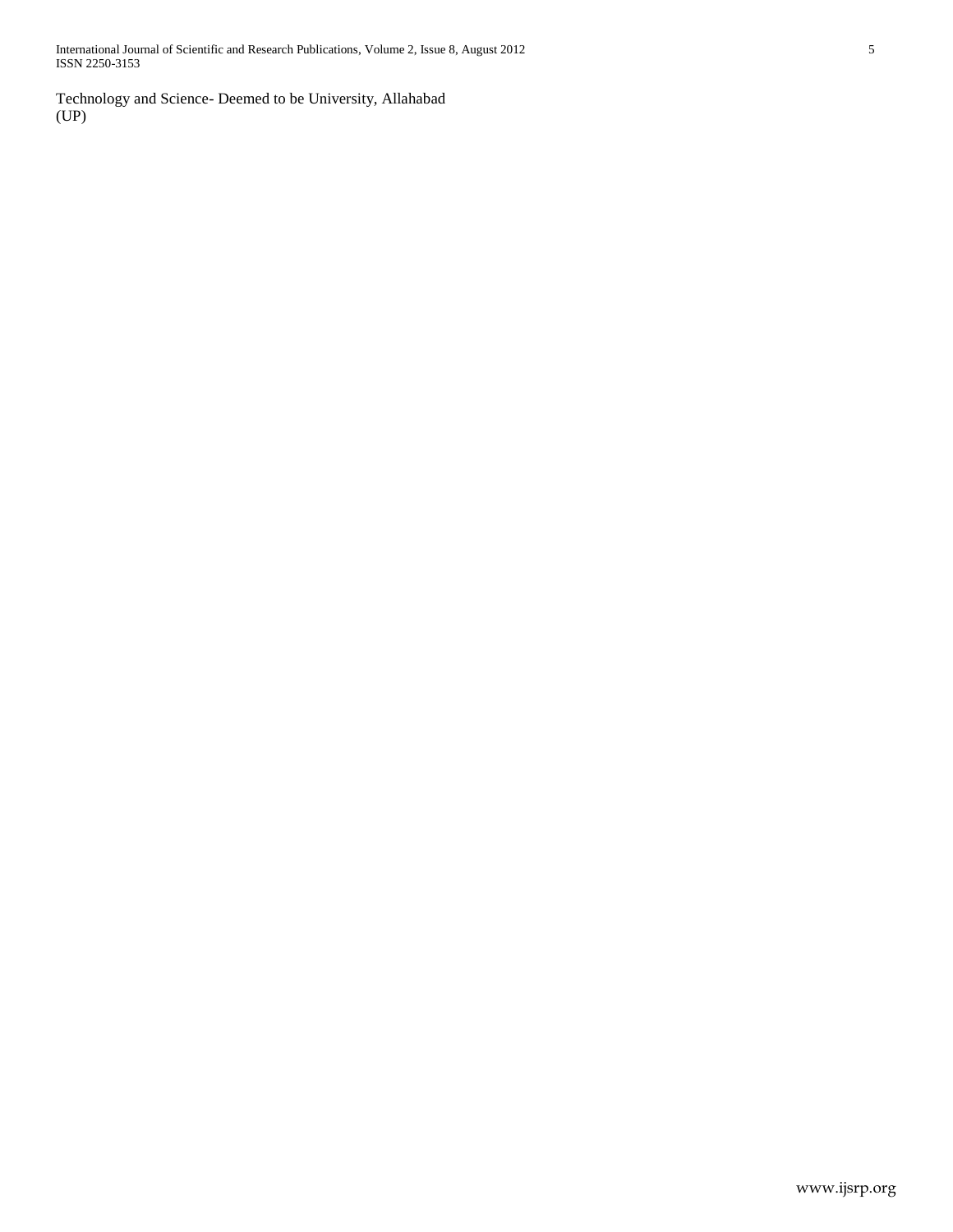Technology and Science- Deemed to be University, Allahabad (UP)